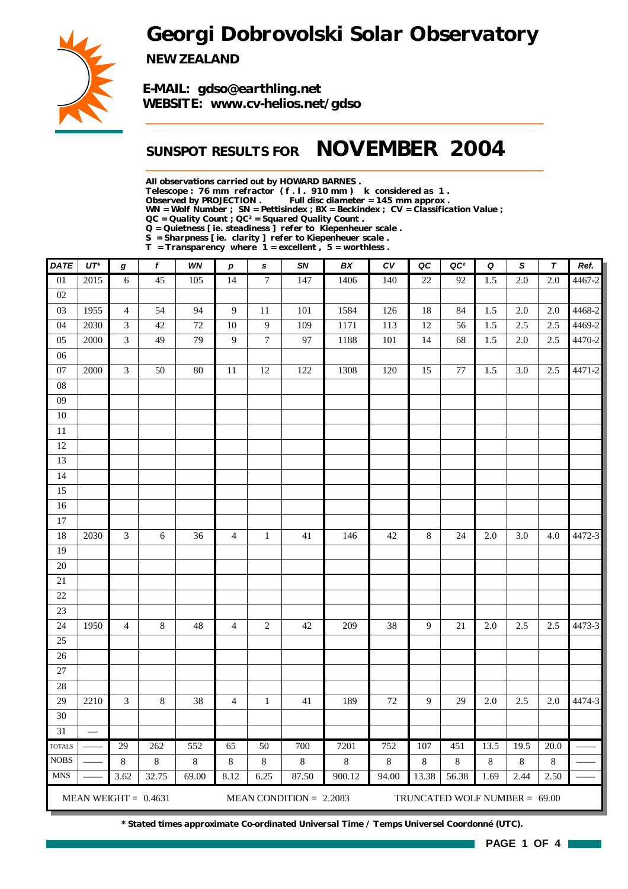# Georgi Dobrovolski Solar Observatory

**NEW ZEALAND**

**E-MAIL: gdso@earthling.net**
**WEBSITE: www.cv-helios.net/gdso**

## SUNSPOT RESULTS FOR NOVEMBER 2004

**All observations carried out by HOWARD BARNES .**
**Telescope : 76 mm refractor ( f . l . 910 mm ) k considered as 1 .**
**Observed by PROJECTION . Full disc diameter = 145 mm approx .**
**WN = Wolf Number ; SN = Pettisindex ; BX = Beckindex ; CV = Classification Value ;**
**QC = Quality Count ; QC² = Squared Quality Count .**
**Q = Quietness [ ie. steadiness ] refer to Kiepenheuer scale .**
**S = Sharpness [ ie. clarity ] refer to Kiepenheuer scale .**
**T = Transparency where 1 = excellent , 5 = worthless .**

| DATE | UT* | g | f | WN | p | s | SN | BX | CV | QC | QC² | Q | S | T | Ref. |
|---|---|---|---|---|---|---|---|---|---|---|---|---|---|---|---|
| 01 | 2015 | 6 | 45 | 105 | 14 | 7 | 147 | 1406 | 140 | 22 | 92 | 1.5 | 2.0 | 2.0 | 4467-2 |
| 02 | | | | | | | | | | | | | | | |
| 03 | 1955 | 4 | 54 | 94 | 9 | 11 | 101 | 1584 | 126 | 18 | 84 | 1.5 | 2.0 | 2.0 | 4468-2 |
| 04 | 2030 | 3 | 42 | 72 | 10 | 9 | 109 | 1171 | 113 | 12 | 56 | 1.5 | 2.5 | 2.5 | 4469-2 |
| 05 | 2000 | 3 | 49 | 79 | 9 | 7 | 97 | 1188 | 101 | 14 | 68 | 1.5 | 2.0 | 2.5 | 4470-2 |
| 06 | | | | | | | | | | | | | | | |
| 07 | 2000 | 3 | 50 | 80 | 11 | 12 | 122 | 1308 | 120 | 15 | 77 | 1.5 | 3.0 | 2.5 | 4471-2 |
| 08 | | | | | | | | | | | | | | | |
| 09 | | | | | | | | | | | | | | | |
| 10 | | | | | | | | | | | | | | | |
| 11 | | | | | | | | | | | | | | | |
| 12 | | | | | | | | | | | | | | | |
| 13 | | | | | | | | | | | | | | | |
| 14 | | | | | | | | | | | | | | | |
| 15 | | | | | | | | | | | | | | | |
| 16 | | | | | | | | | | | | | | | |
| 17 | | | | | | | | | | | | | | | |
| 18 | 2030 | 3 | 6 | 36 | 4 | 1 | 41 | 146 | 42 | 8 | 24 | 2.0 | 3.0 | 4.0 | 4472-3 |
| 19 | | | | | | | | | | | | | | | |
| 20 | | | | | | | | | | | | | | | |
| 21 | | | | | | | | | | | | | | | |
| 22 | | | | | | | | | | | | | | | |
| 23 | | | | | | | | | | | | | | | |
| 24 | 1950 | 4 | 8 | 48 | 4 | 2 | 42 | 209 | 38 | 9 | 21 | 2.0 | 2.5 | 2.5 | 4473-3 |
| 25 | | | | | | | | | | | | | | | |
| 26 | | | | | | | | | | | | | | | |
| 27 | | | | | | | | | | | | | | | |
| 28 | | | | | | | | | | | | | | | |
| 29 | 2210 | 3 | 8 | 38 | 4 | 1 | 41 | 189 | 72 | 9 | 29 | 2.0 | 2.5 | 2.0 | 4474-3 |
| 30 | | | | | | | | | | | | | | | |
| 31 | — | | | | | | | | | | | | | | |
| TOTALS | —— | 29 | 262 | 552 | 65 | 50 | 700 | 7201 | 752 | 107 | 451 | 13.5 | 19.5 | 20.0 | —— |
| NOBS | —— | 8 | 8 | 8 | 8 | 8 | 8 | 8 | 8 | 8 | 8 | 8 | 8 | 8 | —— |
| MNS | —— | 3.62 | 32.75 | 69.00 | 8.12 | 6.25 | 87.50 | 900.12 | 94.00 | 13.38 | 56.38 | 1.69 | 2.44 | 2.50 | —— |

MEAN WEIGHT = 0.4631 MEAN CONDITION = 2.2083 TRUNCATED WOLF NUMBER = 69.00

**\* Stated times approximate Co-ordinated Universal Time / Temps Universel Coordonné (UTC).**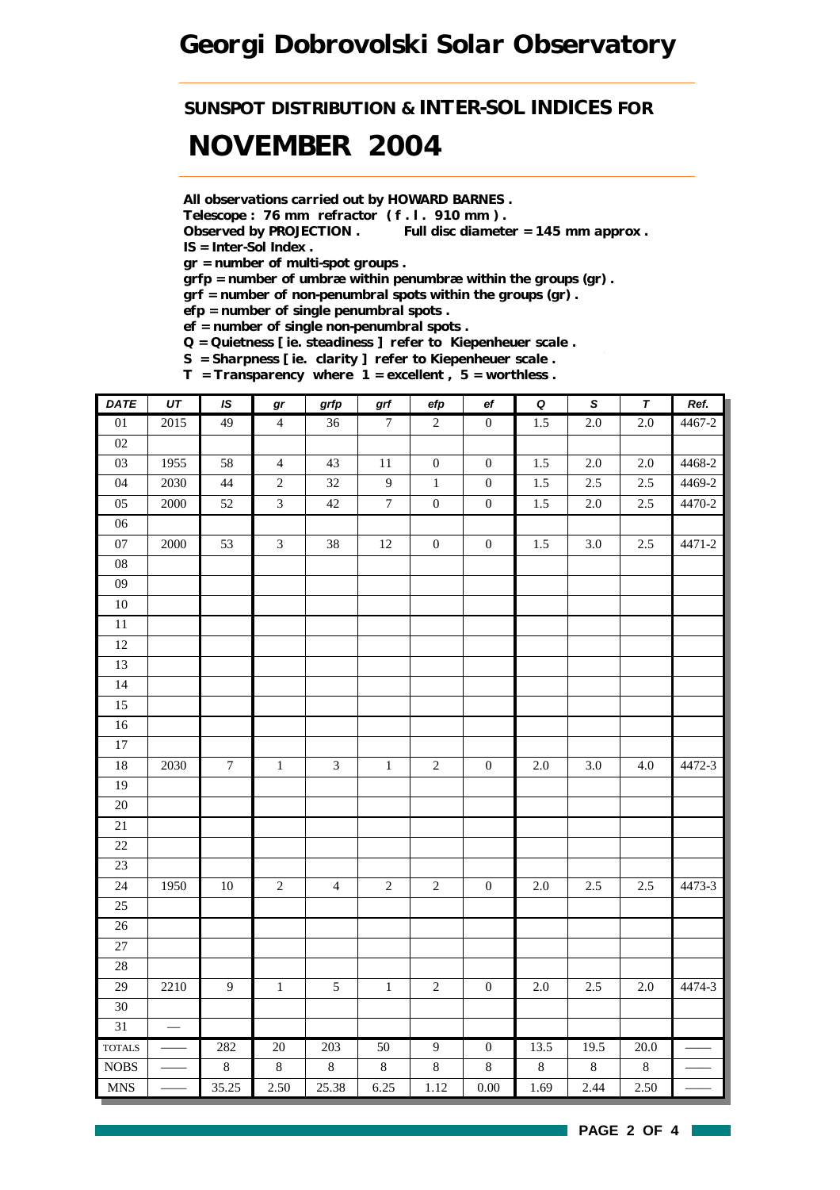# Georgi Dobrovolski Solar Observatory

## SUNSPOT DISTRIBUTION & INTER-SOL INDICES FOR

# NOVEMBER 2004

**All observations carried out by HOWARD BARNES .**
**Telescope : 76 mm refractor ( f . l . 910 mm ) .**
**Observed by PROJECTION .     Full disc diameter = 145 mm approx .**
**IS = Inter-Sol Index .**
**gr = number of multi-spot groups .**
**grfp = number of umbræ within penumbræ within the groups (gr) .**
**grf = number of non-penumbral spots within the groups (gr) .**
**efp = number of single penumbral spots .**
**ef = number of single non-penumbral spots .**
**Q = Quietness [ ie. steadiness ] refer to Kiepenheuer scale .**
**S = Sharpness [ ie. clarity ] refer to Kiepenheuer scale .**
**T = Transparency where 1 = excellent , 5 = worthless .**

| DATE | UT | IS | gr | grfp | grf | efp | ef | Q | S | T | Ref. |
|---|---|---|---|---|---|---|---|---|---|---|---|
| 01 | 2015 | 49 | 4 | 36 | 7 | 2 | 0 | 1.5 | 2.0 | 2.0 | 4467-2 |
| 02 | | | | | | | | | | | |
| 03 | 1955 | 58 | 4 | 43 | 11 | 0 | 0 | 1.5 | 2.0 | 2.0 | 4468-2 |
| 04 | 2030 | 44 | 2 | 32 | 9 | 1 | 0 | 1.5 | 2.5 | 2.5 | 4469-2 |
| 05 | 2000 | 52 | 3 | 42 | 7 | 0 | 0 | 1.5 | 2.0 | 2.5 | 4470-2 |
| 06 | | | | | | | | | | | |
| 07 | 2000 | 53 | 3 | 38 | 12 | 0 | 0 | 1.5 | 3.0 | 2.5 | 4471-2 |
| 08 | | | | | | | | | | | |
| 09 | | | | | | | | | | | |
| 10 | | | | | | | | | | | |
| 11 | | | | | | | | | | | |
| 12 | | | | | | | | | | | |
| 13 | | | | | | | | | | | |
| 14 | | | | | | | | | | | |
| 15 | | | | | | | | | | | |
| 16 | | | | | | | | | | | |
| 17 | | | | | | | | | | | |
| 18 | 2030 | 7 | 1 | 3 | 1 | 2 | 0 | 2.0 | 3.0 | 4.0 | 4472-3 |
| 19 | | | | | | | | | | | |
| 20 | | | | | | | | | | | |
| 21 | | | | | | | | | | | |
| 22 | | | | | | | | | | | |
| 23 | | | | | | | | | | | |
| 24 | 1950 | 10 | 2 | 4 | 2 | 2 | 0 | 2.0 | 2.5 | 2.5 | 4473-3 |
| 25 | | | | | | | | | | | |
| 26 | | | | | | | | | | | |
| 27 | | | | | | | | | | | |
| 28 | | | | | | | | | | | |
| 29 | 2210 | 9 | 1 | 5 | 1 | 2 | 0 | 2.0 | 2.5 | 2.0 | 4474-3 |
| 30 | | | | | | | | | | | |
| 31 | — | | | | | | | | | | |
| TOTALS | —— | 282 | 20 | 203 | 50 | 9 | 0 | 13.5 | 19.5 | 20.0 | —— |
| NOBS | —— | 8 | 8 | 8 | 8 | 8 | 8 | 8 | 8 | 8 | —— |
| MNS | —— | 35.25 | 2.50 | 25.38 | 6.25 | 1.12 | 0.00 | 1.69 | 2.44 | 2.50 | —— |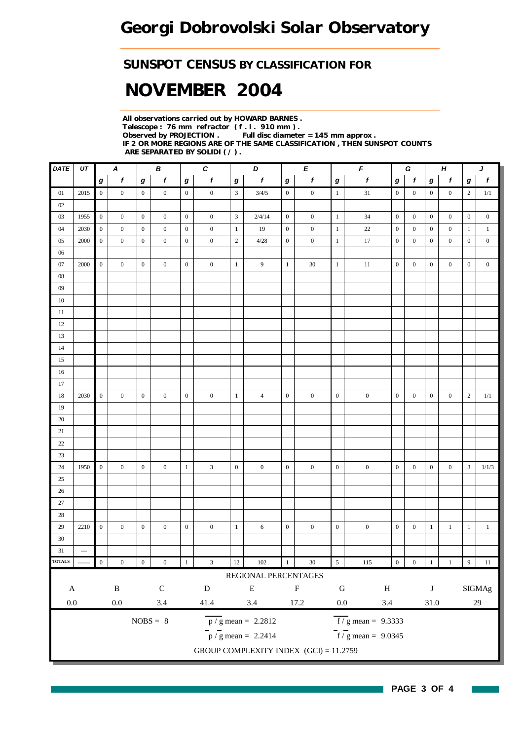# Georgi Dobrovolski Solar Observatory

## SUNSPOT CENSUS BY CLASSIFICATION FOR

# NOVEMBER 2004

**All observations carried out by HOWARD BARNES .**
**Telescope : 76 mm refractor ( f . l . 910 mm ) .**
**Observed by PROJECTION . Full disc diameter = 145 mm approx .**
**IF 2 OR MORE REGIONS ARE OF THE SAME CLASSIFICATION , THEN SUNSPOT COUNTS ARE SEPARATED BY SOLIDI ( / ) .**

| DATE | UT | A | | B | | C | | D | | E | | F | | G | | H | | J | |
|---|---|---|---|---|---|---|---|---|---|---|---|---|---|---|---|---|---|---|---|
| | | g | f | g | f | g | f | g | f | g | f | g | f | g | f | g | f | g | f |
| 01 | 2015 | 0 | 0 | 0 | 0 | 0 | 0 | 3 | 3/4/5 | 0 | 0 | 1 | 31 | 0 | 0 | 0 | 0 | 2 | 1/1 |
| 02 | | | | | | | | | | | | | | | | | | | |
| 03 | 1955 | 0 | 0 | 0 | 0 | 0 | 0 | 3 | 2/4/14 | 0 | 0 | 1 | 34 | 0 | 0 | 0 | 0 | 0 | 0 |
| 04 | 2030 | 0 | 0 | 0 | 0 | 0 | 0 | 1 | 19 | 0 | 0 | 1 | 22 | 0 | 0 | 0 | 0 | 1 | 1 |
| 05 | 2000 | 0 | 0 | 0 | 0 | 0 | 0 | 2 | 4/28 | 0 | 0 | 1 | 17 | 0 | 0 | 0 | 0 | 0 | 0 |
| 06 | | | | | | | | | | | | | | | | | | | |
| 07 | 2000 | 0 | 0 | 0 | 0 | 0 | 0 | 1 | 9 | 1 | 30 | 1 | 11 | 0 | 0 | 0 | 0 | 0 | 0 |
| 08 | | | | | | | | | | | | | | | | | | | |
| 09 | | | | | | | | | | | | | | | | | | | |
| 10 | | | | | | | | | | | | | | | | | | | |
| 11 | | | | | | | | | | | | | | | | | | | |
| 12 | | | | | | | | | | | | | | | | | | | |
| 13 | | | | | | | | | | | | | | | | | | | |
| 14 | | | | | | | | | | | | | | | | | | | |
| 15 | | | | | | | | | | | | | | | | | | | |
| 16 | | | | | | | | | | | | | | | | | | | |
| 17 | | | | | | | | | | | | | | | | | | | |
| 18 | 2030 | 0 | 0 | 0 | 0 | 0 | 0 | 1 | 4 | 0 | 0 | 0 | 0 | 0 | 0 | 0 | 0 | 2 | 1/1 |
| 19 | | | | | | | | | | | | | | | | | | | |
| 20 | | | | | | | | | | | | | | | | | | | |
| 21 | | | | | | | | | | | | | | | | | | | |
| 22 | | | | | | | | | | | | | | | | | | | |
| 23 | | | | | | | | | | | | | | | | | | | |
| 24 | 1950 | 0 | 0 | 0 | 0 | 1 | 3 | 0 | 0 | 0 | 0 | 0 | 0 | 0 | 0 | 0 | 0 | 3 | 1/1/3 |
| 25 | | | | | | | | | | | | | | | | | | | |
| 26 | | | | | | | | | | | | | | | | | | | |
| 27 | | | | | | | | | | | | | | | | | | | |
| 28 | | | | | | | | | | | | | | | | | | | |
| 29 | 2210 | 0 | 0 | 0 | 0 | 0 | 0 | 1 | 6 | 0 | 0 | 0 | 0 | 0 | 0 | 1 | 1 | 1 | 1 |
| 30 | | | | | | | | | | | | | | | | | | | |
| 31 | — | | | | | | | | | | | | | | | | | | |
| TOTALS | —— | 0 | 0 | 0 | 0 | 1 | 3 | 12 | 102 | 1 | 30 | 5 | 115 | 0 | 0 | 1 | 1 | 9 | 11 |

REGIONAL PERCENTAGES

| A | B | C | D | E | F | G | H | J | SIGMAg |
|---|---|---|---|---|---|---|---|---|---|
| 0.0 | 0.0 | 3.4 | 41.4 | 3.4 | 17.2 | 0.0 | 3.4 | 31.0 | 29 |

NOBS = 8

$\overline{p/g}$ mean = 2.2812

$\overline{f/g}$ mean = 9.3333

$\overline{p}/\overline{g}$ mean = 2.2414

$\overline{f}/\overline{g}$ mean = 9.0345

GROUP COMPLEXITY INDEX (GCI) = 11.2759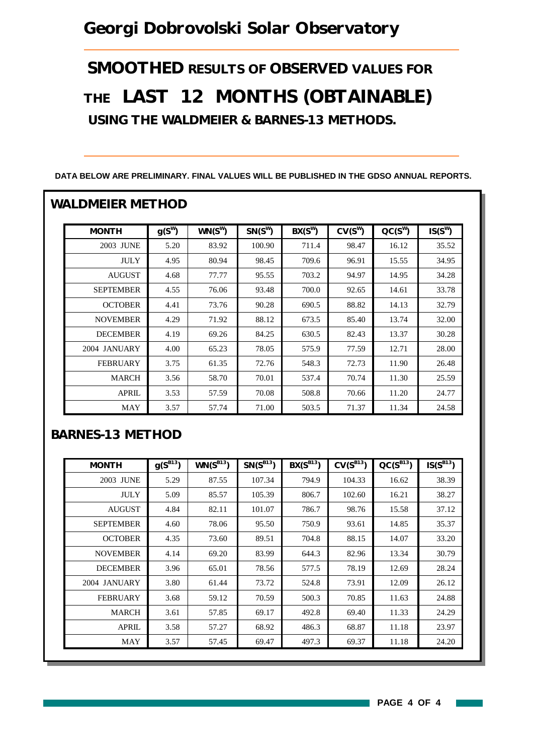# Georgi Dobrovolski Solar Observatory

## SMOOTHED RESULTS OF OBSERVED VALUES FOR THE LAST 12 MONTHS (OBTAINABLE) USING THE WALDMEIER & BARNES-13 METHODS.

**DATA BELOW ARE PRELIMINARY. FINAL VALUES WILL BE PUBLISHED IN THE GDSO ANNUAL REPORTS.**

### WALDMEIER METHOD

| MONTH | $g(S^W)$ | $WN(S^W)$ | $SN(S^W)$ | $BX(S^W)$ | $CV(S^W)$ | $QC(S^W)$ | $IS(S^W)$ |
|---|---|---|---|---|---|---|---|
| 2003 JUNE | 5.20 | 83.92 | 100.90 | 711.4 | 98.47 | 16.12 | 35.52 |
| JULY | 4.95 | 80.94 | 98.45 | 709.6 | 96.91 | 15.55 | 34.95 |
| AUGUST | 4.68 | 77.77 | 95.55 | 703.2 | 94.97 | 14.95 | 34.28 |
| SEPTEMBER | 4.55 | 76.06 | 93.48 | 700.0 | 92.65 | 14.61 | 33.78 |
| OCTOBER | 4.41 | 73.76 | 90.28 | 690.5 | 88.82 | 14.13 | 32.79 |
| NOVEMBER | 4.29 | 71.92 | 88.12 | 673.5 | 85.40 | 13.74 | 32.00 |
| DECEMBER | 4.19 | 69.26 | 84.25 | 630.5 | 82.43 | 13.37 | 30.28 |
| 2004 JANUARY | 4.00 | 65.23 | 78.05 | 575.9 | 77.59 | 12.71 | 28.00 |
| FEBRUARY | 3.75 | 61.35 | 72.76 | 548.3 | 72.73 | 11.90 | 26.48 |
| MARCH | 3.56 | 58.70 | 70.01 | 537.4 | 70.74 | 11.30 | 25.59 |
| APRIL | 3.53 | 57.59 | 70.08 | 508.8 | 70.66 | 11.20 | 24.77 |
| MAY | 3.57 | 57.74 | 71.00 | 503.5 | 71.37 | 11.34 | 24.58 |

### BARNES-13 METHOD

| MONTH | $g(S^{B13})$ | $WN(S^{B13})$ | $SN(S^{B13})$ | $BX(S^{B13})$ | $CV(S^{B13})$ | $QC(S^{B13})$ | $IS(S^{B13})$ |
|---|---|---|---|---|---|---|---|
| 2003 JUNE | 5.29 | 87.55 | 107.34 | 794.9 | 104.33 | 16.62 | 38.39 |
| JULY | 5.09 | 85.57 | 105.39 | 806.7 | 102.60 | 16.21 | 38.27 |
| AUGUST | 4.84 | 82.11 | 101.07 | 786.7 | 98.76 | 15.58 | 37.12 |
| SEPTEMBER | 4.60 | 78.06 | 95.50 | 750.9 | 93.61 | 14.85 | 35.37 |
| OCTOBER | 4.35 | 73.60 | 89.51 | 704.8 | 88.15 | 14.07 | 33.20 |
| NOVEMBER | 4.14 | 69.20 | 83.99 | 644.3 | 82.96 | 13.34 | 30.79 |
| DECEMBER | 3.96 | 65.01 | 78.56 | 577.5 | 78.19 | 12.69 | 28.24 |
| 2004 JANUARY | 3.80 | 61.44 | 73.72 | 524.8 | 73.91 | 12.09 | 26.12 |
| FEBRUARY | 3.68 | 59.12 | 70.59 | 500.3 | 70.85 | 11.63 | 24.88 |
| MARCH | 3.61 | 57.85 | 69.17 | 492.8 | 69.40 | 11.33 | 24.29 |
| APRIL | 3.58 | 57.27 | 68.92 | 486.3 | 68.87 | 11.18 | 23.97 |
| MAY | 3.57 | 57.45 | 69.47 | 497.3 | 69.37 | 11.18 | 24.20 |